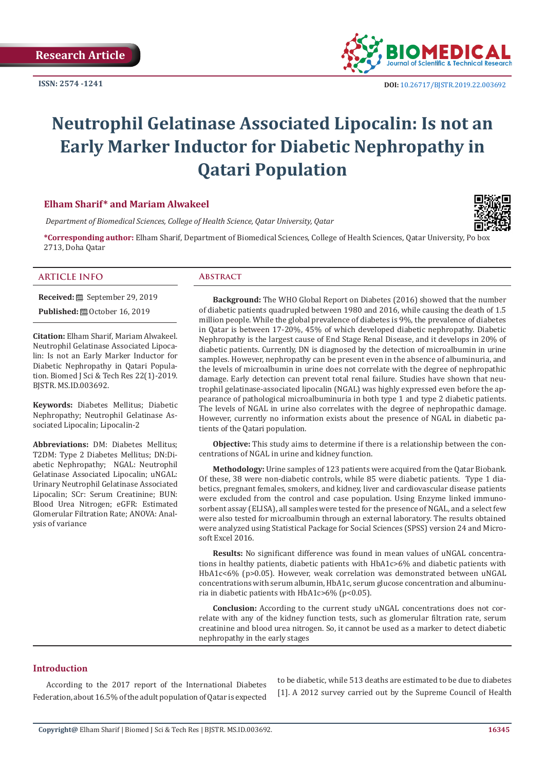Research Article

ISSN: 2574 -1241

DOI: 10.26717/BJSTR.2019.22.003692

# Neutrophil Gelatinase Associated Lipocalin: Is not an Early Marker Inductor for Diabetic Nephropathy in Qatari Population

**Elham Sharif* and Mariam Alwakeel**

*Department of Biomedical Sciences, College of Health Science, Qatar University, Qatar*

***Corresponding author:** Elham Sharif, Department of Biomedical Sciences, College of Health Sciences, Qatar University, Po box 2713, Doha Qatar

## ARTICLE INFO

**Received:** September 29, 2019

**Published:** October 16, 2019

**Citation:** Elham Sharif, Mariam Alwakeel. Neutrophil Gelatinase Associated Lipocalin: Is not an Early Marker Inductor for Diabetic Nephropathy in Qatari Population. Biomed J Sci & Tech Res 22(1)-2019. BJSTR. MS.ID.003692.

**Keywords:** Diabetes Mellitus; Diabetic Nephropathy; Neutrophil Gelatinase Associated Lipocalin; Lipocalin-2

**Abbreviations:** DM: Diabetes Mellitus; T2DM: Type 2 Diabetes Mellitus; DN: Diabetic Nephropathy; NGAL: Neutrophil Gelatinase Associated Lipocalin; uNGAL: Urinary Neutrophil Gelatinase Associated Lipocalin; SCr: Serum Creatinine; BUN: Blood Urea Nitrogen; eGFR: Estimated Glomerular Filtration Rate; ANOVA: Analysis of variance

## Abstract

**Background:** The WHO Global Report on Diabetes (2016) showed that the number of diabetic patients quadrupled between 1980 and 2016, while causing the death of 1.5 million people. While the global prevalence of diabetes is 9%, the prevalence of diabetes in Qatar is between 17-20%, 45% of which developed diabetic nephropathy. Diabetic Nephropathy is the largest cause of End Stage Renal Disease, and it develops in 20% of diabetic patients. Currently, DN is diagnosed by the detection of microalbumin in urine samples. However, nephropathy can be present even in the absence of albuminuria, and the levels of microalbumin in urine does not correlate with the degree of nephropathic damage. Early detection can prevent total renal failure. Studies have shown that neutrophil gelatinase-associated lipocalin (NGAL) was highly expressed even before the appearance of pathological microalbuminuria in both type 1 and type 2 diabetic patients. The levels of NGAL in urine also correlates with the degree of nephropathic damage. However, currently no information exists about the presence of NGAL in diabetic patients of the Qatari population.

**Objective:** This study aims to determine if there is a relationship between the concentrations of NGAL in urine and kidney function.

**Methodology:** Urine samples of 123 patients were acquired from the Qatar Biobank. Of these, 38 were non-diabetic controls, while 85 were diabetic patients. Type 1 diabetics, pregnant females, smokers, and kidney, liver and cardiovascular disease patients were excluded from the control and case population. Using Enzyme linked immunosorbent assay (ELISA), all samples were tested for the presence of NGAL, and a select few were also tested for microalbumin through an external laboratory. The results obtained were analyzed using Statistical Package for Social Sciences (SPSS) version 24 and Microsoft Excel 2016.

**Results:** No significant difference was found in mean values of uNGAL concentrations in healthy patients, diabetic patients with HbA1c>6% and diabetic patients with HbA1c<6% ($p>0.05$). However, weak correlation was demonstrated between uNGAL concentrations with serum albumin, HbA1c, serum glucose concentration and albuminuria in diabetic patients with HbA1c>6% ($p<0.05$).

**Conclusion:** According to the current study uNGAL concentrations does not correlate with any of the kidney function tests, such as glomerular filtration rate, serum creatinine and blood urea nitrogen. So, it cannot be used as a marker to detect diabetic nephropathy in the early stages

## Introduction

According to the 2017 report of the International Diabetes Federation, about 16.5% of the adult population of Qatar is expected to be diabetic, while 513 deaths are estimated to be due to diabetes [1]. A 2012 survey carried out by the Supreme Council of Health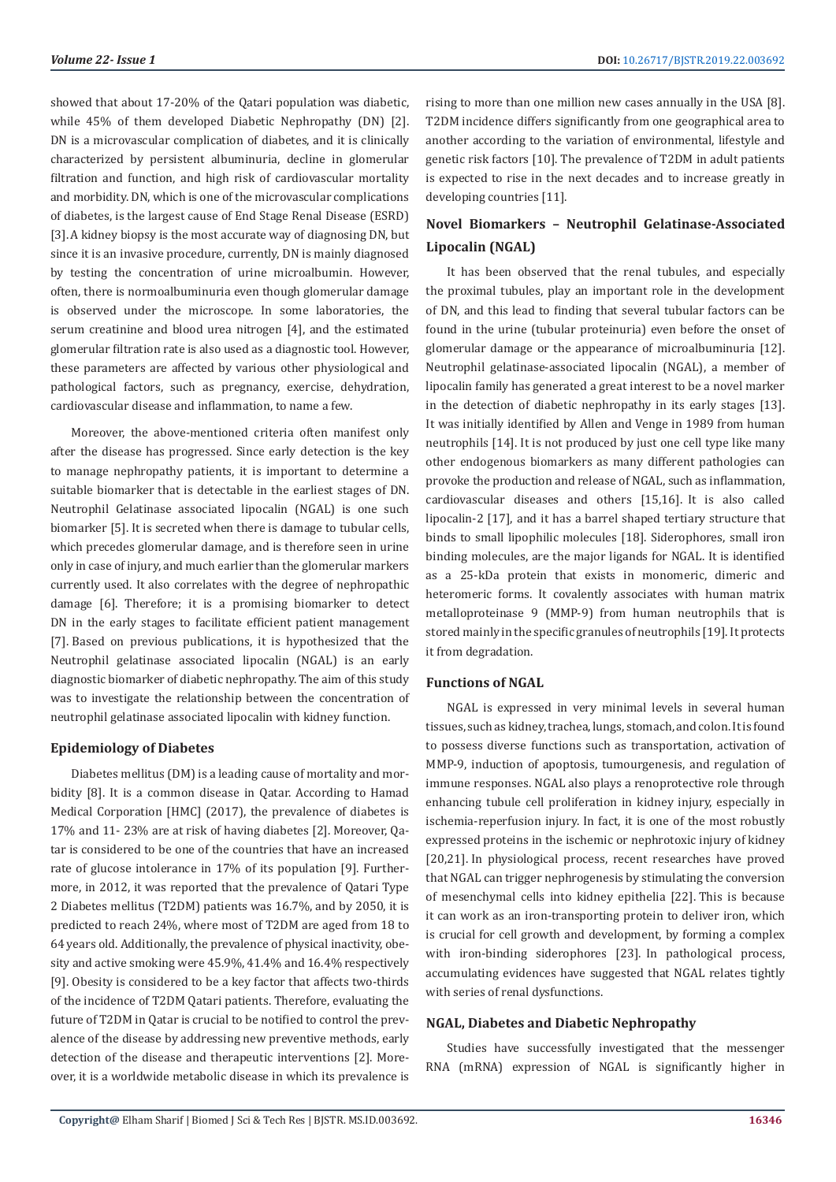showed that about 17-20% of the Qatari population was diabetic, while 45% of them developed Diabetic Nephropathy (DN) [2]. DN is a microvascular complication of diabetes, and it is clinically characterized by persistent albuminuria, decline in glomerular filtration and function, and high risk of cardiovascular mortality and morbidity. DN, which is one of the microvascular complications of diabetes, is the largest cause of End Stage Renal Disease (ESRD) [3]. A kidney biopsy is the most accurate way of diagnosing DN, but since it is an invasive procedure, currently, DN is mainly diagnosed by testing the concentration of urine microalbumin. However, often, there is normoalbuminuria even though glomerular damage is observed under the microscope. In some laboratories, the serum creatinine and blood urea nitrogen [4], and the estimated glomerular filtration rate is also used as a diagnostic tool. However, these parameters are affected by various other physiological and pathological factors, such as pregnancy, exercise, dehydration, cardiovascular disease and inflammation, to name a few.

Moreover, the above-mentioned criteria often manifest only after the disease has progressed. Since early detection is the key to manage nephropathy patients, it is important to determine a suitable biomarker that is detectable in the earliest stages of DN. Neutrophil Gelatinase associated lipocalin (NGAL) is one such biomarker [5]. It is secreted when there is damage to tubular cells, which precedes glomerular damage, and is therefore seen in urine only in case of injury, and much earlier than the glomerular markers currently used. It also correlates with the degree of nephropathic damage [6]. Therefore; it is a promising biomarker to detect DN in the early stages to facilitate efficient patient management [7]. Based on previous publications, it is hypothesized that the Neutrophil gelatinase associated lipocalin (NGAL) is an early diagnostic biomarker of diabetic nephropathy. The aim of this study was to investigate the relationship between the concentration of neutrophil gelatinase associated lipocalin with kidney function.

## Epidemiology of Diabetes

Diabetes mellitus (DM) is a leading cause of mortality and morbidity [8]. It is a common disease in Qatar. According to Hamad Medical Corporation [HMC] (2017), the prevalence of diabetes is 17% and 11- 23% are at risk of having diabetes [2]. Moreover, Qatar is considered to be one of the countries that have an increased rate of glucose intolerance in 17% of its population [9]. Furthermore, in 2012, it was reported that the prevalence of Qatari Type 2 Diabetes mellitus (T2DM) patients was 16.7%, and by 2050, it is predicted to reach 24%, where most of T2DM are aged from 18 to 64 years old. Additionally, the prevalence of physical inactivity, obesity and active smoking were 45.9%, 41.4% and 16.4% respectively [9]. Obesity is considered to be a key factor that affects two-thirds of the incidence of T2DM Qatari patients. Therefore, evaluating the future of T2DM in Qatar is crucial to be notified to control the prevalence of the disease by addressing new preventive methods, early detection of the disease and therapeutic interventions [2]. Moreover, it is a worldwide metabolic disease in which its prevalence is rising to more than one million new cases annually in the USA [8]. T2DM incidence differs significantly from one geographical area to another according to the variation of environmental, lifestyle and genetic risk factors [10]. The prevalence of T2DM in adult patients is expected to rise in the next decades and to increase greatly in developing countries [11].

## Novel Biomarkers – Neutrophil Gelatinase-Associated Lipocalin (NGAL)

It has been observed that the renal tubules, and especially the proximal tubules, play an important role in the development of DN, and this lead to finding that several tubular factors can be found in the urine (tubular proteinuria) even before the onset of glomerular damage or the appearance of microalbuminuria [12]. Neutrophil gelatinase-associated lipocalin (NGAL), a member of lipocalin family has generated a great interest to be a novel marker in the detection of diabetic nephropathy in its early stages [13]. It was initially identified by Allen and Venge in 1989 from human neutrophils [14]. It is not produced by just one cell type like many other endogenous biomarkers as many different pathologies can provoke the production and release of NGAL, such as inflammation, cardiovascular diseases and others [15,16]. It is also called lipocalin-2 [17], and it has a barrel shaped tertiary structure that binds to small lipophilic molecules [18]. Siderophores, small iron binding molecules, are the major ligands for NGAL. It is identified as a 25-kDa protein that exists in monomeric, dimeric and heteromeric forms. It covalently associates with human matrix metalloproteinase 9 (MMP-9) from human neutrophils that is stored mainly in the specific granules of neutrophils [19]. It protects it from degradation.

## Functions of NGAL

NGAL is expressed in very minimal levels in several human tissues, such as kidney, trachea, lungs, stomach, and colon. It is found to possess diverse functions such as transportation, activation of MMP-9, induction of apoptosis, tumourgenesis, and regulation of immune responses. NGAL also plays a renoprotective role through enhancing tubule cell proliferation in kidney injury, especially in ischemia-reperfusion injury. In fact, it is one of the most robustly expressed proteins in the ischemic or nephrotoxic injury of kidney [20,21]. In physiological process, recent researches have proved that NGAL can trigger nephrogenesis by stimulating the conversion of mesenchymal cells into kidney epithelia [22]. This is because it can work as an iron-transporting protein to deliver iron, which is crucial for cell growth and development, by forming a complex with iron-binding siderophores [23]. In pathological process, accumulating evidences have suggested that NGAL relates tightly with series of renal dysfunctions.

## NGAL, Diabetes and Diabetic Nephropathy

Studies have successfully investigated that the messenger RNA (mRNA) expression of NGAL is significantly higher in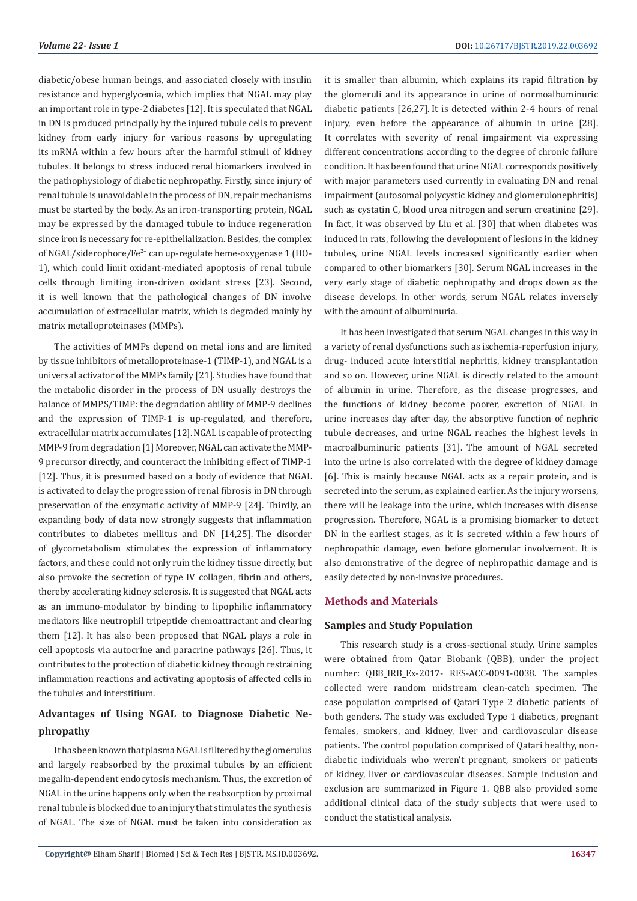diabetic/obese human beings, and associated closely with insulin resistance and hyperglycemia, which implies that NGAL may play an important role in type-2 diabetes [12]. It is speculated that NGAL in DN is produced principally by the injured tubule cells to prevent kidney from early injury for various reasons by upregulating its mRNA within a few hours after the harmful stimuli of kidney tubules. It belongs to stress induced renal biomarkers involved in the pathophysiology of diabetic nephropathy. Firstly, since injury of renal tubule is unavoidable in the process of DN, repair mechanisms must be started by the body. As an iron-transporting protein, NGAL may be expressed by the damaged tubule to induce regeneration since iron is necessary for re-epithelialization. Besides, the complex of NGAL/siderophore/$Fe^{2+}$ can up-regulate heme-oxygenase 1 (HO-1), which could limit oxidant-mediated apoptosis of renal tubule cells through limiting iron-driven oxidant stress [23]. Second, it is well known that the pathological changes of DN involve accumulation of extracellular matrix, which is degraded mainly by matrix metalloproteinases (MMPs).

The activities of MMPs depend on metal ions and are limited by tissue inhibitors of metalloproteinase-1 (TIMP-1), and NGAL is a universal activator of the MMPs family [21]. Studies have found that the metabolic disorder in the process of DN usually destroys the balance of MMPS/TIMP: the degradation ability of MMP-9 declines and the expression of TIMP-1 is up-regulated, and therefore, extracellular matrix accumulates [12]. NGAL is capable of protecting MMP-9 from degradation [1] Moreover, NGAL can activate the MMP-9 precursor directly, and counteract the inhibiting effect of TIMP-1 [12]. Thus, it is presumed based on a body of evidence that NGAL is activated to delay the progression of renal fibrosis in DN through preservation of the enzymatic activity of MMP-9 [24]. Thirdly, an expanding body of data now strongly suggests that inflammation contributes to diabetes mellitus and DN [14,25]. The disorder of glycometabolism stimulates the expression of inflammatory factors, and these could not only ruin the kidney tissue directly, but also provoke the secretion of type IV collagen, fibrin and others, thereby accelerating kidney sclerosis. It is suggested that NGAL acts as an immuno-modulator by binding to lipophilic inflammatory mediators like neutrophil tripeptide chemoattractant and clearing them [12]. It has also been proposed that NGAL plays a role in cell apoptosis via autocrine and paracrine pathways [26]. Thus, it contributes to the protection of diabetic kidney through restraining inflammation reactions and activating apoptosis of affected cells in the tubules and interstitium.

## Advantages of Using NGAL to Diagnose Diabetic Nephropathy

It has been known that plasma NGAL is filtered by the glomerulus and largely reabsorbed by the proximal tubules by an efficient megalin-dependent endocytosis mechanism. Thus, the excretion of NGAL in the urine happens only when the reabsorption by proximal renal tubule is blocked due to an injury that stimulates the synthesis of NGAL. The size of NGAL must be taken into consideration as it is smaller than albumin, which explains its rapid filtration by the glomeruli and its appearance in urine of normoalbuminuric diabetic patients [26,27]. It is detected within 2-4 hours of renal injury, even before the appearance of albumin in urine [28]. It correlates with severity of renal impairment via expressing different concentrations according to the degree of chronic failure condition. It has been found that urine NGAL corresponds positively with major parameters used currently in evaluating DN and renal impairment (autosomal polycystic kidney and glomerulonephritis) such as cystatin C, blood urea nitrogen and serum creatinine [29]. In fact, it was observed by Liu et al. [30] that when diabetes was induced in rats, following the development of lesions in the kidney tubules, urine NGAL levels increased significantly earlier when compared to other biomarkers [30]. Serum NGAL increases in the very early stage of diabetic nephropathy and drops down as the disease develops. In other words, serum NGAL relates inversely with the amount of albuminuria.

It has been investigated that serum NGAL changes in this way in a variety of renal dysfunctions such as ischemia-reperfusion injury, drug- induced acute interstitial nephritis, kidney transplantation and so on. However, urine NGAL is directly related to the amount of albumin in urine. Therefore, as the disease progresses, and the functions of kidney become poorer, excretion of NGAL in urine increases day after day, the absorptive function of nephric tubule decreases, and urine NGAL reaches the highest levels in macroalbuminuric patients [31]. The amount of NGAL secreted into the urine is also correlated with the degree of kidney damage [6]. This is mainly because NGAL acts as a repair protein, and is secreted into the serum, as explained earlier. As the injury worsens, there will be leakage into the urine, which increases with disease progression. Therefore, NGAL is a promising biomarker to detect DN in the earliest stages, as it is secreted within a few hours of nephropathic damage, even before glomerular involvement. It is also demonstrative of the degree of nephropathic damage and is easily detected by non-invasive procedures.

## Methods and Materials

### Samples and Study Population

This research study is a cross-sectional study. Urine samples were obtained from Qatar Biobank (QBB), under the project number: QBB_IRB_Ex-2017- RES-ACC-0091-0038. The samples collected were random midstream clean-catch specimen. The case population comprised of Qatari Type 2 diabetic patients of both genders. The study was excluded Type 1 diabetics, pregnant females, smokers, and kidney, liver and cardiovascular disease patients. The control population comprised of Qatari healthy, non-diabetic individuals who weren't pregnant, smokers or patients of kidney, liver or cardiovascular diseases. Sample inclusion and exclusion are summarized in Figure 1. QBB also provided some additional clinical data of the study subjects that were used to conduct the statistical analysis.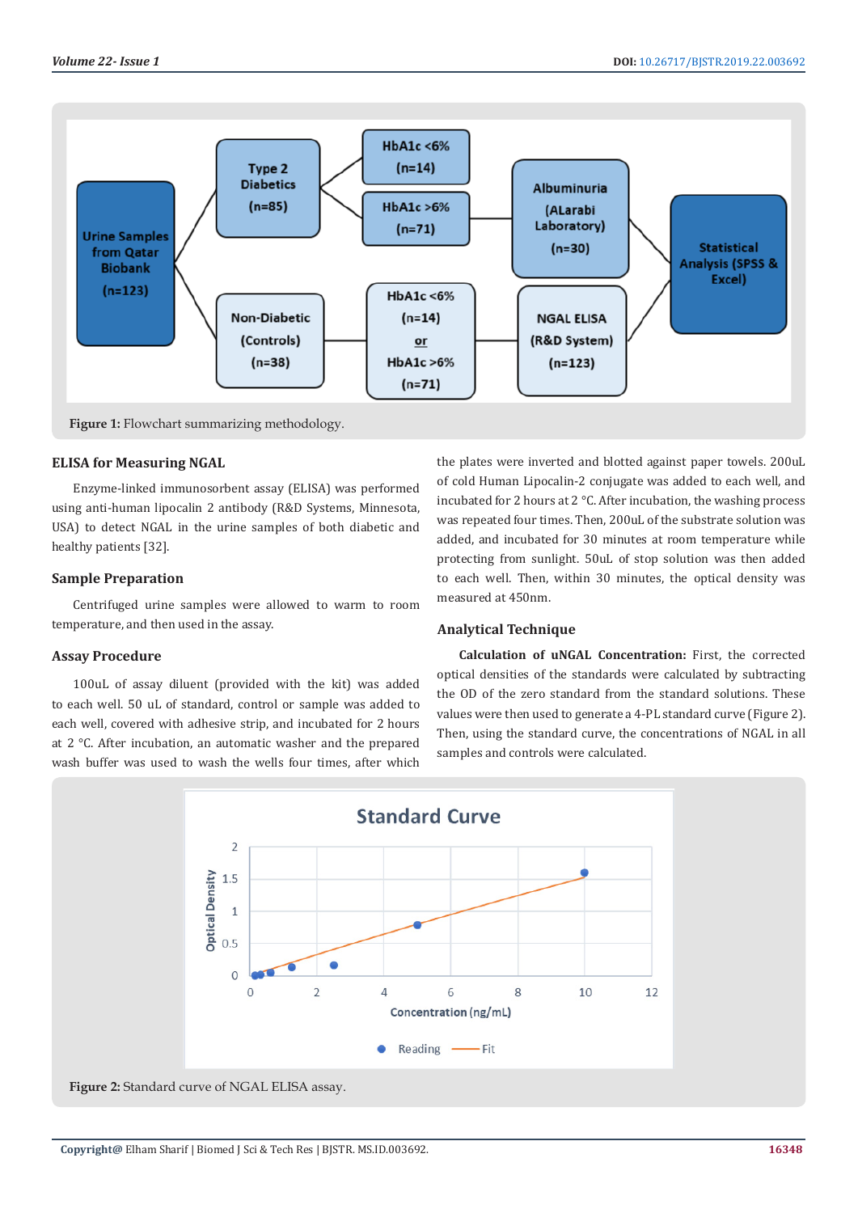Figure 1: Flowchart summarizing methodology.

### ELISA for Measuring NGAL

Enzyme-linked immunosorbent assay (ELISA) was performed using anti-human lipocalin 2 antibody (R&D Systems, Minnesota, USA) to detect NGAL in the urine samples of both diabetic and healthy patients [32].

### Sample Preparation

Centrifuged urine samples were allowed to warm to room temperature, and then used in the assay.

### Assay Procedure

100uL of assay diluent (provided with the kit) was added to each well. 50 uL of standard, control or sample was added to each well, covered with adhesive strip, and incubated for 2 hours at 2 °C. After incubation, an automatic washer and the prepared wash buffer was used to wash the wells four times, after which the plates were inverted and blotted against paper towels. 200uL of cold Human Lipocalin-2 conjugate was added to each well, and incubated for 2 hours at 2 °C. After incubation, the washing process was repeated four times. Then, 200uL of the substrate solution was added, and incubated for 30 minutes at room temperature while protecting from sunlight. 50uL of stop solution was then added to each well. Then, within 30 minutes, the optical density was measured at 450nm.

### Analytical Technique

**Calculation of uNGAL Concentration:** First, the corrected optical densities of the standards were calculated by subtracting the OD of the zero standard from the standard solutions. These values were then used to generate a 4-PL standard curve (Figure 2). Then, using the standard curve, the concentrations of NGAL in all samples and controls were calculated.

Figure 2: Standard curve of NGAL ELISA assay.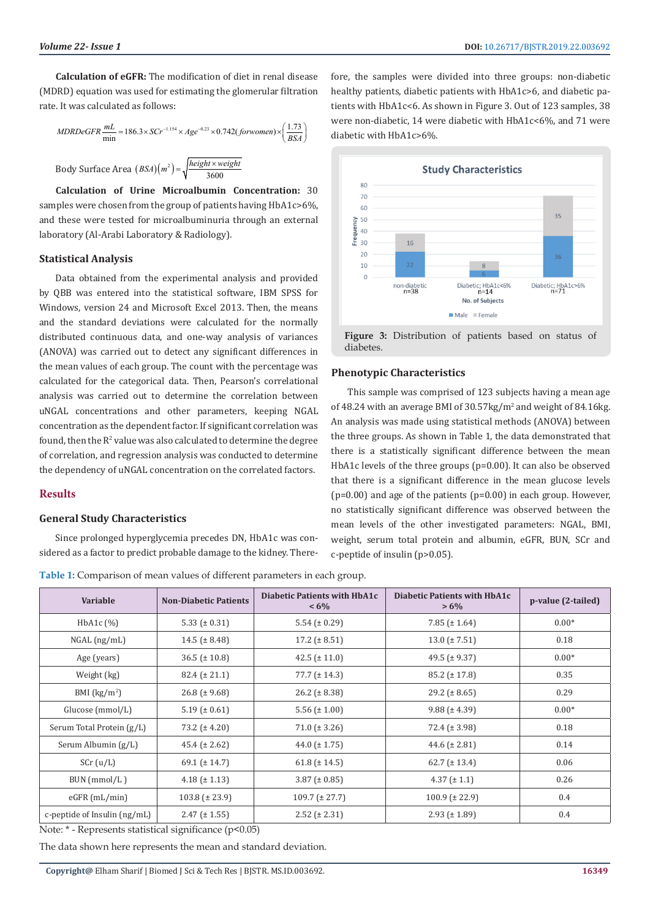**Calculation of eGFR:** The modification of diet in renal disease (MDRD) equation was used for estimating the glomerular filtration rate. It was calculated as follows:

$$MDRDeGFR\,\frac{mL}{\min} = 186.3 \times SCr^{-1.154} \times Age^{-0.23} \times 0.742(\,for\,women) \times \left(\frac{1.73}{BSA}\right)$$

$$\text{Body Surface Area }(BSA)(m^2) = \sqrt{\frac{height \times weight}{3600}}$$

**Calculation of Urine Microalbumin Concentration:** 30 samples were chosen from the group of patients having HbA1c>6%, and these were tested for microalbuminuria through an external laboratory (Al-Arabi Laboratory & Radiology).

### Statistical Analysis

Data obtained from the experimental analysis and provided by QBB was entered into the statistical software, IBM SPSS for Windows, version 24 and Microsoft Excel 2013. Then, the means and the standard deviations were calculated for the normally distributed continuous data, and one-way analysis of variances (ANOVA) was carried out to detect any significant differences in the mean values of each group. The count with the percentage was calculated for the categorical data. Then, Pearson's correlational analysis was carried out to determine the correlation between uNGAL concentrations and other parameters, keeping NGAL concentration as the dependent factor. If significant correlation was found, then the $R^2$ value was also calculated to determine the degree of correlation, and regression analysis was conducted to determine the dependency of uNGAL concentration on the correlated factors.

## Results

### General Study Characteristics

Since prolonged hyperglycemia precedes DN, HbA1c was considered as a factor to predict probable damage to the kidney. Therefore, the samples were divided into three groups: non-diabetic healthy patients, diabetic patients with HbA1c>6, and diabetic patients with HbA1c<6. As shown in Figure 3. Out of 123 samples, 38 were non-diabetic, 14 were diabetic with HbA1c<6%, and 71 were diabetic with HbA1c>6%.

**Figure 3:** Distribution of patients based on status of diabetes.

### Phenotypic Characteristics

This sample was comprised of 123 subjects having a mean age of 48.24 with an average BMI of 30.57kg/m² and weight of 84.16kg. An analysis was made using statistical methods (ANOVA) between the three groups. As shown in Table 1, the data demonstrated that there is a statistically significant difference between the mean HbA1c levels of the three groups (p=0.00). It can also be observed that there is a significant difference in the mean glucose levels (p=0.00) and age of the patients (p=0.00) in each group. However, no statistically significant difference was observed between the mean levels of the other investigated parameters: NGAL, BMI, weight, serum total protein and albumin, eGFR, BUN, SCr and c-peptide of insulin (p>0.05).

**Table 1:** Comparison of mean values of different parameters in each group.

| Variable | Non-Diabetic Patients | Diabetic Patients with HbA1c < 6% | Diabetic Patients with HbA1c > 6% | p-value (2-tailed) |
|---|---|---|---|---|
| HbA1c (%) | 5.33 (± 0.31) | 5.54 (± 0.29) | 7.85 (± 1.64) | 0.00* |
| NGAL (ng/mL) | 14.5 (± 8.48) | 17.2 (± 8.51) | 13.0 (± 7.51) | 0.18 |
| Age (years) | 36.5 (± 10.8) | 42.5 (± 11.0) | 49.5 (± 9.37) | 0.00* |
| Weight (kg) | 82.4 (± 21.1) | 77.7 (± 14.3) | 85.2 (± 17.8) | 0.35 |
| BMI (kg/m²) | 26.8 (± 9.68) | 26.2 (± 8.38) | 29.2 (± 8.65) | 0.29 |
| Glucose (mmol/L) | 5.19 (± 0.61) | 5.56 (± 1.00) | 9.88 (± 4.39) | 0.00* |
| Serum Total Protein (g/L) | 73.2 (± 4.20) | 71.0 (± 3.26) | 72.4 (± 3.98) | 0.18 |
| Serum Albumin (g/L) | 45.4 (± 2.62) | 44.0 (± 1.75) | 44.6 (± 2.81) | 0.14 |
| SCr (u/L) | 69.1 (± 14.7) | 61.8 (± 14.5) | 62.7 (± 13.4) | 0.06 |
| BUN (mmol/L ) | 4.18 (± 1.13) | 3.87 (± 0.85) | 4.37 (± 1.1) | 0.26 |
| eGFR (mL/min) | 103.8 (± 23.9) | 109.7 (± 27.7) | 100.9 (± 22.9) | 0.4 |
| c-peptide of Insulin (ng/mL) | 2.47 (± 1.55) | 2.52 (± 2.31) | 2.93 (± 1.89) | 0.4 |

Note: * - Represents statistical significance ($p<0.05$)

The data shown here represents the mean and standard deviation.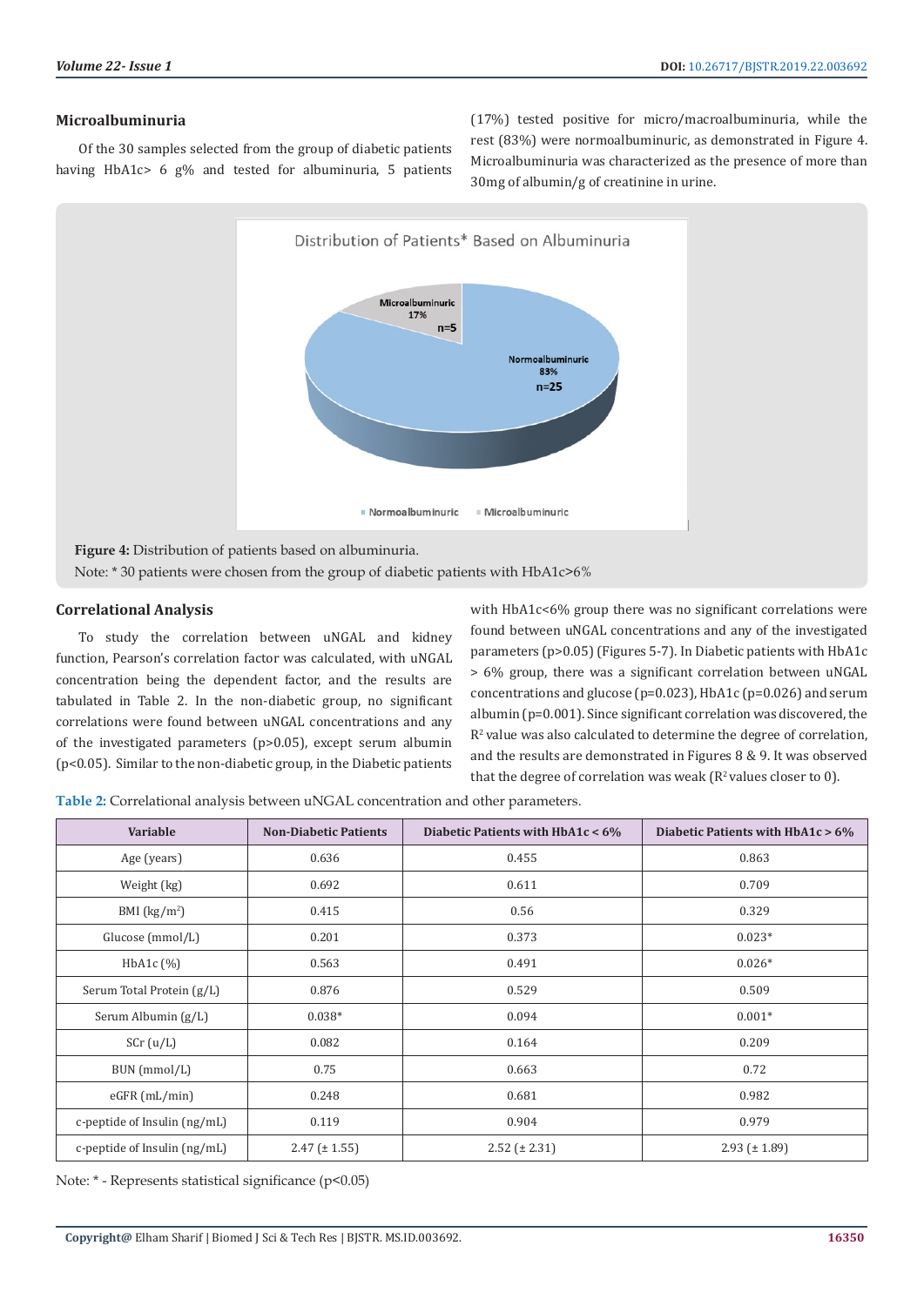### Microalbuminuria

Of the 30 samples selected from the group of diabetic patients having HbA1c> 6 g% and tested for albuminuria, 5 patients (17%) tested positive for micro/macroalbuminuria, while the rest (83%) were normoalbuminuric, as demonstrated in Figure 4. Microalbuminuria was characterized as the presence of more than 30mg of albumin/g of creatinine in urine.

**Figure 4:** Distribution of patients based on albuminuria.

Note: * 30 patients were chosen from the group of diabetic patients with HbA1c>6%

### Correlational Analysis

To study the correlation between uNGAL and kidney function, Pearson's correlation factor was calculated, with uNGAL concentration being the dependent factor, and the results are tabulated in Table 2. In the non-diabetic group, no significant correlations were found between uNGAL concentrations and any of the investigated parameters (p>0.05), except serum albumin (p<0.05). Similar to the non-diabetic group, in the Diabetic patients with HbA1c<6% group there was no significant correlations were found between uNGAL concentrations and any of the investigated parameters (p>0.05) (Figures 5-7). In Diabetic patients with HbA1c > 6% group, there was a significant correlation between uNGAL concentrations and glucose (p=0.023), HbA1c (p=0.026) and serum albumin (p=0.001). Since significant correlation was discovered, the $R^2$ value was also calculated to determine the degree of correlation, and the results are demonstrated in Figures 8 & 9. It was observed that the degree of correlation was weak ($R^2$ values closer to 0).

**Table 2:** Correlational analysis between uNGAL concentration and other parameters.

| Variable | Non-Diabetic Patients | Diabetic Patients with HbA1c < 6% | Diabetic Patients with HbA1c > 6% |
|---|---|---|---|
| Age (years) | 0.636 | 0.455 | 0.863 |
| Weight (kg) | 0.692 | 0.611 | 0.709 |
| BMI (kg/m$^2$) | 0.415 | 0.56 | 0.329 |
| Glucose (mmol/L) | 0.201 | 0.373 | 0.023* |
| HbA1c (%) | 0.563 | 0.491 | 0.026* |
| Serum Total Protein (g/L) | 0.876 | 0.529 | 0.509 |
| Serum Albumin (g/L) | 0.038* | 0.094 | 0.001* |
| SCr (u/L) | 0.082 | 0.164 | 0.209 |
| BUN (mmol/L) | 0.75 | 0.663 | 0.72 |
| eGFR (mL/min) | 0.248 | 0.681 | 0.982 |
| c-peptide of Insulin (ng/mL) | 0.119 | 0.904 | 0.979 |
| c-peptide of Insulin (ng/mL) | 2.47 (± 1.55) | 2.52 (± 2.31) | 2.93 (± 1.89) |

Note: * - Represents statistical significance (p<0.05)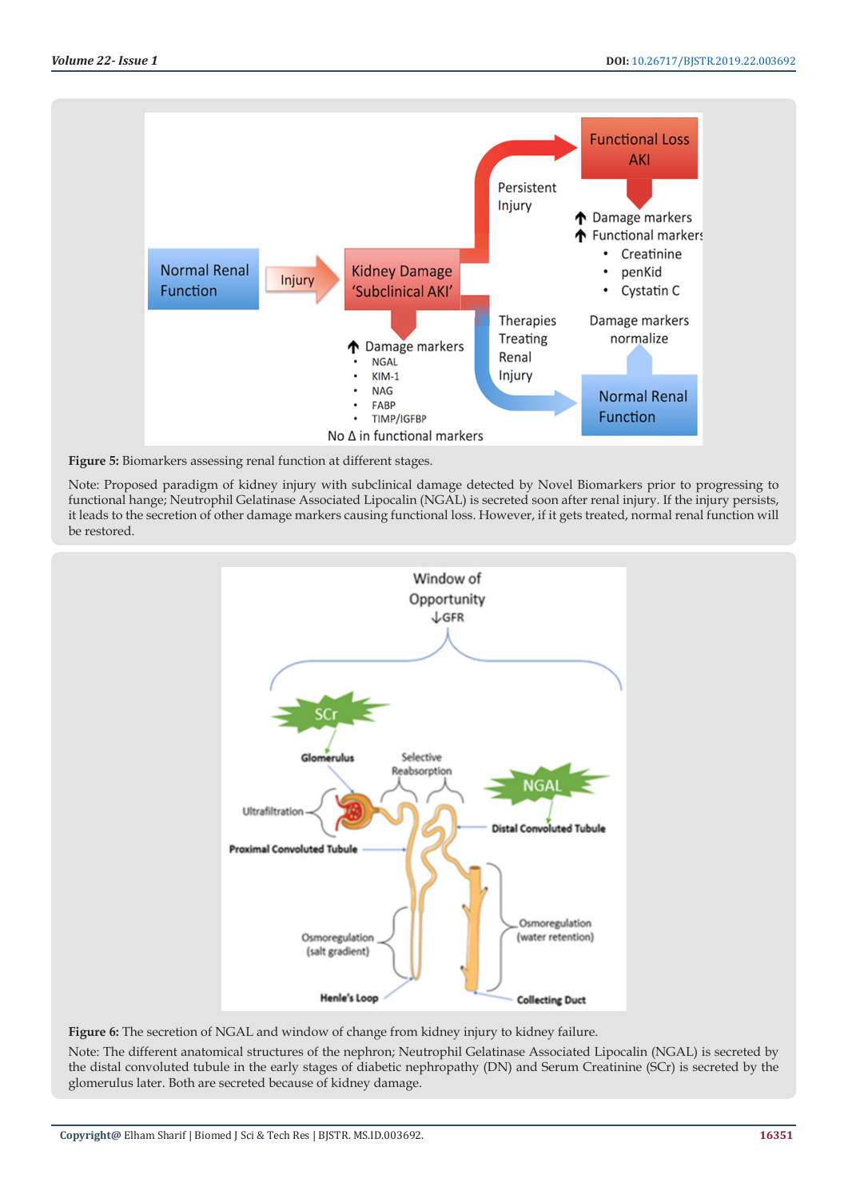**Figure 5:** Biomarkers assessing renal function at different stages.

Note: Proposed paradigm of kidney injury with subclinical damage detected by Novel Biomarkers prior to progressing to functional hange; Neutrophil Gelatinase Associated Lipocalin (NGAL) is secreted soon after renal injury. If the injury persists, it leads to the secretion of other damage markers causing functional loss. However, if it gets treated, normal renal function will be restored.

**Figure 6:** The secretion of NGAL and window of change from kidney injury to kidney failure.

Note: The different anatomical structures of the nephron; Neutrophil Gelatinase Associated Lipocalin (NGAL) is secreted by the distal convoluted tubule in the early stages of diabetic nephropathy (DN) and Serum Creatinine (SCr) is secreted by the glomerulus later. Both are secreted because of kidney damage.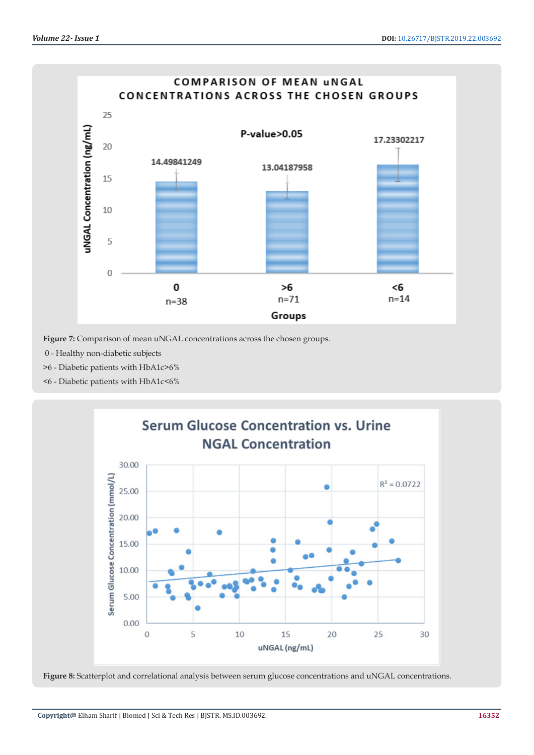**Figure 7:** Comparison of mean uNGAL concentrations across the chosen groups.

0 - Healthy non-diabetic subjects

>6 - Diabetic patients with HbA1c>6%

<6 - Diabetic patients with HbA1c<6%

**Figure 8:** Scatterplot and correlational analysis between serum glucose concentrations and uNGAL concentrations.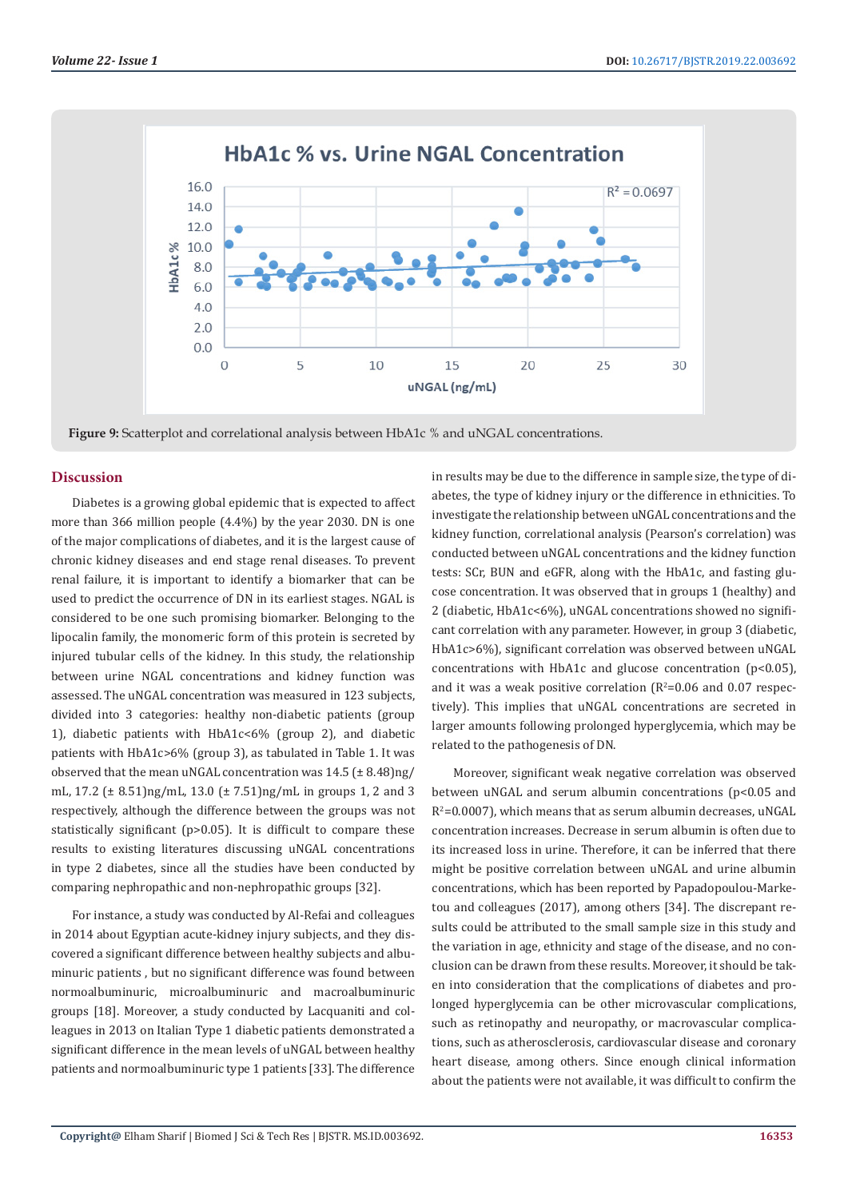Figure 9: Scatterplot and correlational analysis between HbA1c % and uNGAL concentrations.

## Discussion

Diabetes is a growing global epidemic that is expected to affect more than 366 million people (4.4%) by the year 2030. DN is one of the major complications of diabetes, and it is the largest cause of chronic kidney diseases and end stage renal diseases. To prevent renal failure, it is important to identify a biomarker that can be used to predict the occurrence of DN in its earliest stages. NGAL is considered to be one such promising biomarker. Belonging to the lipocalin family, the monomeric form of this protein is secreted by injured tubular cells of the kidney. In this study, the relationship between urine NGAL concentrations and kidney function was assessed. The uNGAL concentration was measured in 123 subjects, divided into 3 categories: healthy non-diabetic patients (group 1), diabetic patients with HbA1c<6% (group 2), and diabetic patients with HbA1c>6% (group 3), as tabulated in Table 1. It was observed that the mean uNGAL concentration was 14.5 (± 8.48)ng/mL, 17.2 (± 8.51)ng/mL, 13.0 (± 7.51)ng/mL in groups 1, 2 and 3 respectively, although the difference between the groups was not statistically significant ($p>0.05$). It is difficult to compare these results to existing literatures discussing uNGAL concentrations in type 2 diabetes, since all the studies have been conducted by comparing nephropathic and non-nephropathic groups [32].

For instance, a study was conducted by Al-Refai and colleagues in 2014 about Egyptian acute-kidney injury subjects, and they discovered a significant difference between healthy subjects and albuminuric patients , but no significant difference was found between normoalbuminuric, microalbuminuric and macroalbuminuric groups [18]. Moreover, a study conducted by Lacquaniti and colleagues in 2013 on Italian Type 1 diabetic patients demonstrated a significant difference in the mean levels of uNGAL between healthy patients and normoalbuminuric type 1 patients [33]. The difference in results may be due to the difference in sample size, the type of diabetes, the type of kidney injury or the difference in ethnicities. To investigate the relationship between uNGAL concentrations and the kidney function, correlational analysis (Pearson's correlation) was conducted between uNGAL concentrations and the kidney function tests: SCr, BUN and eGFR, along with the HbA1c, and fasting glucose concentration. It was observed that in groups 1 (healthy) and 2 (diabetic, HbA1c<6%), uNGAL concentrations showed no significant correlation with any parameter. However, in group 3 (diabetic, HbA1c>6%), significant correlation was observed between uNGAL concentrations with HbA1c and glucose concentration ($p<0.05$), and it was a weak positive correlation ($R^2$=0.06 and 0.07 respectively). This implies that uNGAL concentrations are secreted in larger amounts following prolonged hyperglycemia, which may be related to the pathogenesis of DN.

Moreover, significant weak negative correlation was observed between uNGAL and serum albumin concentrations ($p<0.05$ and $R^2$=0.0007), which means that as serum albumin decreases, uNGAL concentration increases. Decrease in serum albumin is often due to its increased loss in urine. Therefore, it can be inferred that there might be positive correlation between uNGAL and urine albumin concentrations, which has been reported by Papadopoulou-Marketou and colleagues (2017), among others [34]. The discrepant results could be attributed to the small sample size in this study and the variation in age, ethnicity and stage of the disease, and no conclusion can be drawn from these results. Moreover, it should be taken into consideration that the complications of diabetes and prolonged hyperglycemia can be other microvascular complications, such as retinopathy and neuropathy, or macrovascular complications, such as atherosclerosis, cardiovascular disease and coronary heart disease, among others. Since enough clinical information about the patients were not available, it was difficult to confirm the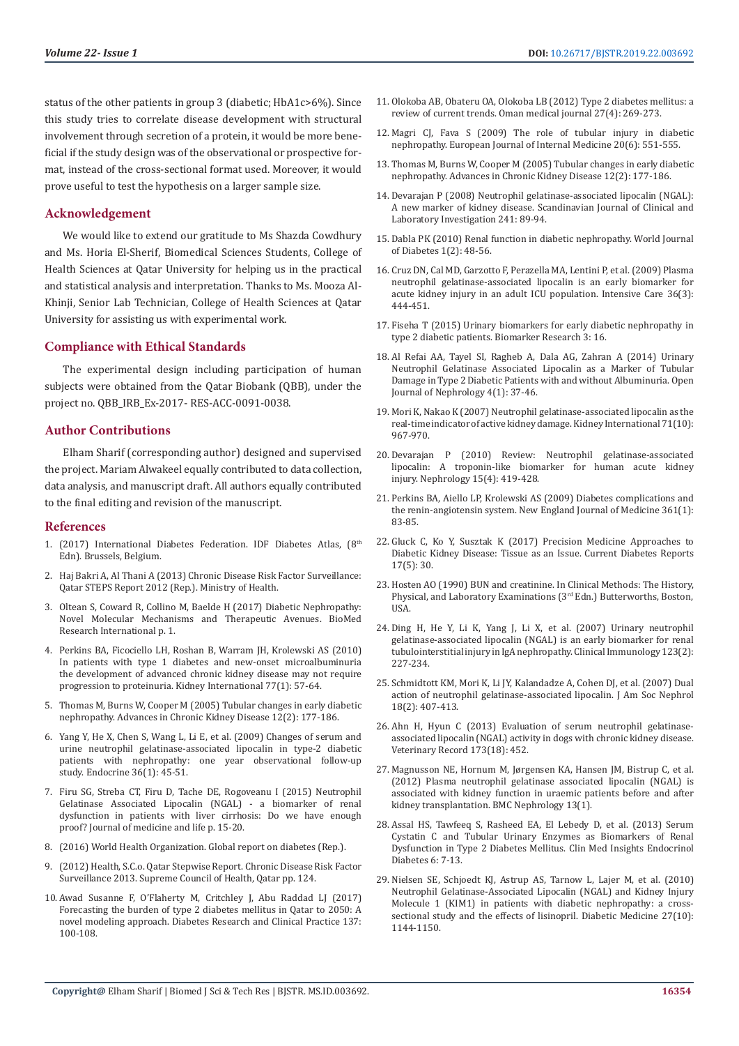status of the other patients in group 3 (diabetic; HbA1c>6%). Since this study tries to correlate disease development with structural involvement through secretion of a protein, it would be more beneficial if the study design was of the observational or prospective format, instead of the cross-sectional format used. Moreover, it would prove useful to test the hypothesis on a larger sample size.

## Acknowledgement

We would like to extend our gratitude to Ms Shazda Cowdhury and Ms. Horia El-Sherif, Biomedical Sciences Students, College of Health Sciences at Qatar University for helping us in the practical and statistical analysis and interpretation. Thanks to Ms. Mooza Al-Khinji, Senior Lab Technician, College of Health Sciences at Qatar University for assisting us with experimental work.

## Compliance with Ethical Standards

The experimental design including participation of human subjects were obtained from the Qatar Biobank (QBB), under the project no. QBB_IRB_Ex-2017- RES-ACC-0091-0038.

## Author Contributions

Elham Sharif (corresponding author) designed and supervised the project. Mariam Alwakeel equally contributed to data collection, data analysis, and manuscript draft. All authors equally contributed to the final editing and revision of the manuscript.

## References

1. (2017) International Diabetes Federation. IDF Diabetes Atlas, (8th Edn). Brussels, Belgium.
2. Haj Bakri A, Al Thani A (2013) Chronic Disease Risk Factor Surveillance: Qatar STEPS Report 2012 (Rep.). Ministry of Health.
3. Oltean S, Coward R, Collino M, Baelde H (2017) Diabetic Nephropathy: Novel Molecular Mechanisms and Therapeutic Avenues. BioMed Research International p. 1.
4. Perkins BA, Ficociello LH, Roshan B, Warram JH, Krolewski AS (2010) In patients with type 1 diabetes and new-onset microalbuminuria the development of advanced chronic kidney disease may not require progression to proteinuria. Kidney International 77(1): 57-64.
5. Thomas M, Burns W, Cooper M (2005) Tubular changes in early diabetic nephropathy. Advances in Chronic Kidney Disease 12(2): 177-186.
6. Yang Y, He X, Chen S, Wang L, Li E, et al. (2009) Changes of serum and urine neutrophil gelatinase-associated lipocalin in type-2 diabetic patients with nephropathy: one year observational follow-up study. Endocrine 36(1): 45-51.
7. Firu SG, Streba CT, Firu D, Tache DE, Rogoveanu I (2015) Neutrophil Gelatinase Associated Lipocalin (NGAL) - a biomarker of renal dysfunction in patients with liver cirrhosis: Do we have enough proof? Journal of medicine and life p. 15-20.
8. (2016) World Health Organization. Global report on diabetes (Rep.).
9. (2012) Health, S.C.o. Qatar Stepwise Report. Chronic Disease Risk Factor Surveillance 2013. Supreme Council of Health, Qatar pp. 124.
10. Awad Susanne F, O'Flaherty M, Critchley J, Abu Raddad LJ (2017) Forecasting the burden of type 2 diabetes mellitus in Qatar to 2050: A novel modeling approach. Diabetes Research and Clinical Practice 137: 100-108.
11. Olokoba AB, Obateru OA, Olokoba LB (2012) Type 2 diabetes mellitus: a review of current trends. Oman medical journal 27(4): 269-273.
12. Magri CJ, Fava S (2009) The role of tubular injury in diabetic nephropathy. European Journal of Internal Medicine 20(6): 551-555.
13. Thomas M, Burns W, Cooper M (2005) Tubular changes in early diabetic nephropathy. Advances in Chronic Kidney Disease 12(2): 177-186.
14. Devarajan P (2008) Neutrophil gelatinase-associated lipocalin (NGAL): A new marker of kidney disease. Scandinavian Journal of Clinical and Laboratory Investigation 241: 89-94.
15. Dabla PK (2010) Renal function in diabetic nephropathy. World Journal of Diabetes 1(2): 48-56.
16. Cruz DN, Cal MD, Garzotto F, Perazella MA, Lentini P, et al. (2009) Plasma neutrophil gelatinase-associated lipocalin is an early biomarker for acute kidney injury in an adult ICU population. Intensive Care 36(3): 444-451.
17. Fiseha T (2015) Urinary biomarkers for early diabetic nephropathy in type 2 diabetic patients. Biomarker Research 3: 16.
18. Al Refai AA, Tayel SI, Ragheb A, Dala AG, Zahran A (2014) Urinary Neutrophil Gelatinase Associated Lipocalin as a Marker of Tubular Damage in Type 2 Diabetic Patients with and without Albuminuria. Open Journal of Nephrology 4(1): 37-46.
19. Mori K, Nakao K (2007) Neutrophil gelatinase-associated lipocalin as the real-time indicator of active kidney damage. Kidney International 71(10): 967-970.
20. Devarajan P (2010) Review: Neutrophil gelatinase-associated lipocalin: A troponin-like biomarker for human acute kidney injury. Nephrology 15(4): 419-428.
21. Perkins BA, Aiello LP, Krolewski AS (2009) Diabetes complications and the renin-angiotensin system. New England Journal of Medicine 361(1): 83-85.
22. Gluck C, Ko Y, Susztak K (2017) Precision Medicine Approaches to Diabetic Kidney Disease: Tissue as an Issue. Current Diabetes Reports 17(5): 30.
23. Hosten AO (1990) BUN and creatinine. In Clinical Methods: The History, Physical, and Laboratory Examinations (3rd Edn.) Butterworths, Boston, USA.
24. Ding H, He Y, Li K, Yang J, Li X, et al. (2007) Urinary neutrophil gelatinase-associated lipocalin (NGAL) is an early biomarker for renal tubulointerstitial injury in IgA nephropathy. Clinical Immunology 123(2): 227-234.
25. Schmidtott KM, Mori K, Li JY, Kalandadze A, Cohen DJ, et al. (2007) Dual action of neutrophil gelatinase-associated lipocalin. J Am Soc Nephrol 18(2): 407-413.
26. Ahn H, Hyun C (2013) Evaluation of serum neutrophil gelatinase-associated lipocalin (NGAL) activity in dogs with chronic kidney disease. Veterinary Record 173(18): 452.
27. Magnusson NE, Hornum M, Jørgensen KA, Hansen JM, Bistrup C, et al. (2012) Plasma neutrophil gelatinase associated lipocalin (NGAL) is associated with kidney function in uraemic patients before and after kidney transplantation. BMC Nephrology 13(1).
28. Assal HS, Tawfeeq S, Rasheed EA, El Lebedy D, et al. (2013) Serum Cystatin C and Tubular Urinary Enzymes as Biomarkers of Renal Dysfunction in Type 2 Diabetes Mellitus. Clin Med Insights Endocrinol Diabetes 6: 7-13.
29. Nielsen SE, Schjoedt KJ, Astrup AS, Tarnow L, Lajer M, et al. (2010) Neutrophil Gelatinase-Associated Lipocalin (NGAL) and Kidney Injury Molecule 1 (KIM1) in patients with diabetic nephropathy: a cross-sectional study and the effects of lisinopril. Diabetic Medicine 27(10): 1144-1150.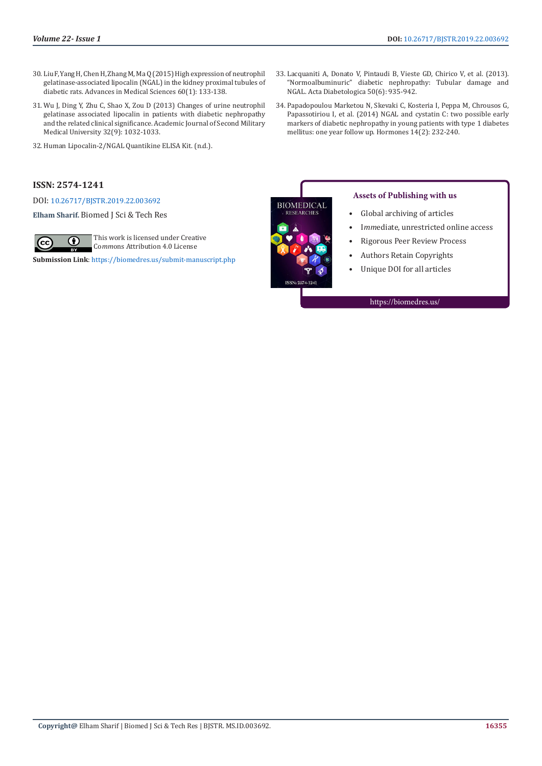30. Liu F, Yang H, Chen H, Zhang M, Ma Q (2015) High expression of neutrophil gelatinase-associated lipocalin (NGAL) in the kidney proximal tubules of diabetic rats. Advances in Medical Sciences 60(1): 133-138.

31. Wu J, Ding Y, Zhu C, Shao X, Zou D (2013) Changes of urine neutrophil gelatinase associated lipocalin in patients with diabetic nephropathy and the related clinical significance. Academic Journal of Second Military Medical University 32(9): 1032-1033.

32. Human Lipocalin-2/NGAL Quantikine ELISA Kit. (n.d.).

33. Lacquaniti A, Donato V, Pintaudi B, Vieste GD, Chirico V, et al. (2013). "Normoalbuminuric" diabetic nephropathy: Tubular damage and NGAL. Acta Diabetologica 50(6): 935-942.

34. Papadopoulou Marketou N, Skevaki C, Kosteria I, Peppa M, Chrousos G, Papassotiriou I, et al. (2014) NGAL and cystatin C: two possible early markers of diabetic nephropathy in young patients with type 1 diabetes mellitus: one year follow up. Hormones 14(2): 232-240.

**ISSN: 2574-1241**

DOI: 10.26717/BJSTR.2019.22.003692

**Elham Sharif.** Biomed J Sci & Tech Res

This work is licensed under Creative Commons Attribution 4.0 License

**Submission Link**: https://biomedres.us/submit-manuscript.php

**Assets of Publishing with us**

- Global archiving of articles
- Immediate, unrestricted online access
- Rigorous Peer Review Process
- Authors Retain Copyrights
- Unique DOI for all articles

https://biomedres.us/